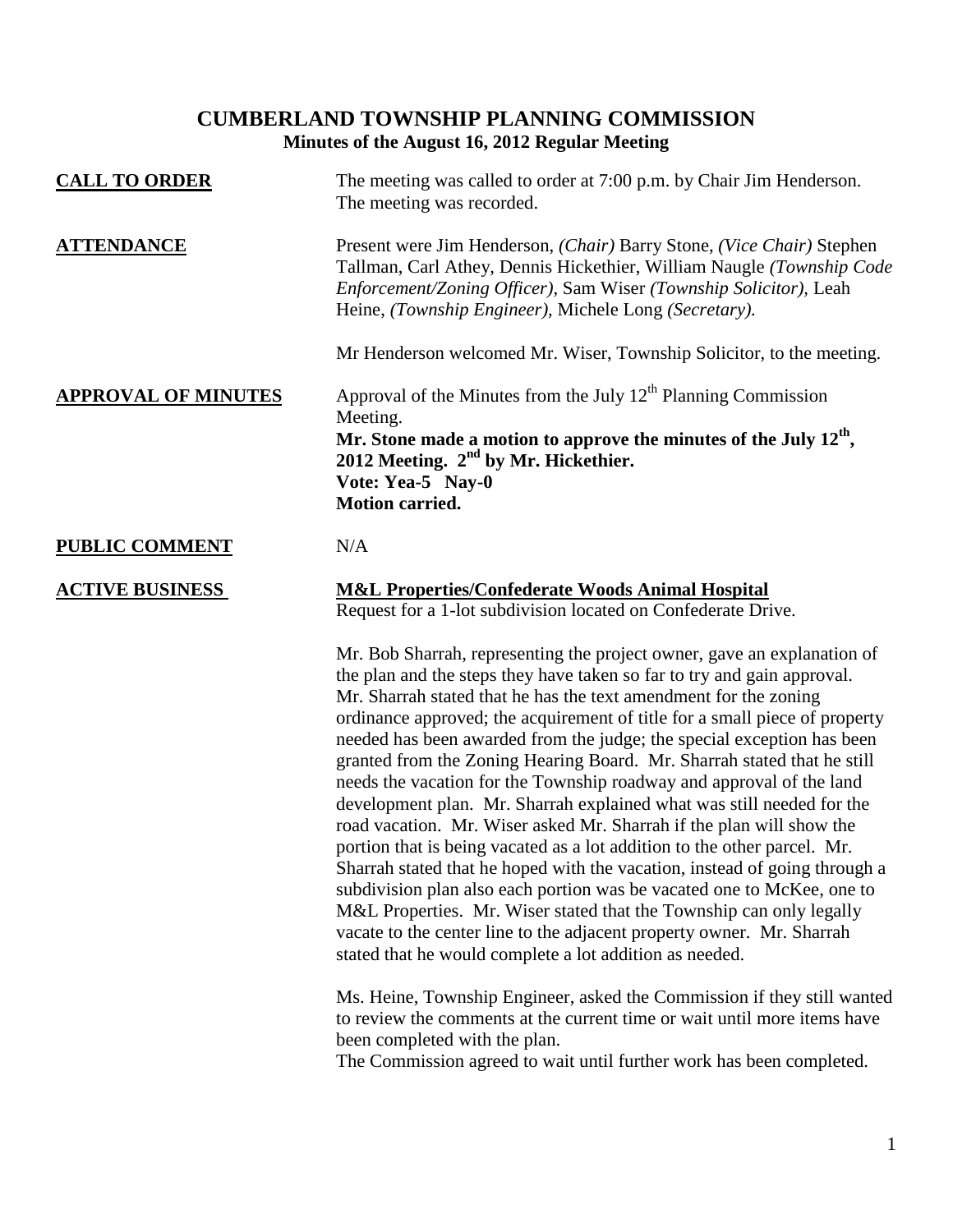# CUMBERLAND TOWNSHIP PLANNING COMMISSION

## Minutes of the August 16, 2012 Regular Meeting

**CALL TO ORDER**

The meeting was called to order at 7:00 p.m. by Chair Jim Henderson. The meeting was recorded.

**ATTENDANCE**

Present were Jim Henderson, *(Chair)* Barry Stone, *(Vice Chair)* Stephen Tallman, Carl Athey, Dennis Hickethier, William Naugle *(Township Code Enforcement/Zoning Officer)*, Sam Wiser *(Township Solicitor)*, Leah Heine, *(Township Engineer)*, Michele Long *(Secretary).*

Mr Henderson welcomed Mr. Wiser, Township Solicitor, to the meeting.

**APPROVAL OF MINUTES**

Approval of the Minutes from the July 12th Planning Commission Meeting.

**Mr. Stone made a motion to approve the minutes of the July 12th, 2012 Meeting. 2nd by Mr. Hickethier.**
**Vote: Yea-5 Nay-0**
**Motion carried.**

**PUBLIC COMMENT**

N/A

**ACTIVE BUSINESS**

**M&L Properties/Confederate Woods Animal Hospital**

Request for a 1-lot subdivision located on Confederate Drive.

Mr. Bob Sharrah, representing the project owner, gave an explanation of the plan and the steps they have taken so far to try and gain approval. Mr. Sharrah stated that he has the text amendment for the zoning ordinance approved; the acquirement of title for a small piece of property needed has been awarded from the judge; the special exception has been granted from the Zoning Hearing Board. Mr. Sharrah stated that he still needs the vacation for the Township roadway and approval of the land development plan. Mr. Sharrah explained what was still needed for the road vacation. Mr. Wiser asked Mr. Sharrah if the plan will show the portion that is being vacated as a lot addition to the other parcel. Mr. Sharrah stated that he hoped with the vacation, instead of going through a subdivision plan also each portion was be vacated one to McKee, one to M&L Properties. Mr. Wiser stated that the Township can only legally vacate to the center line to the adjacent property owner. Mr. Sharrah stated that he would complete a lot addition as needed.

Ms. Heine, Township Engineer, asked the Commission if they still wanted to review the comments at the current time or wait until more items have been completed with the plan.

The Commission agreed to wait until further work has been completed.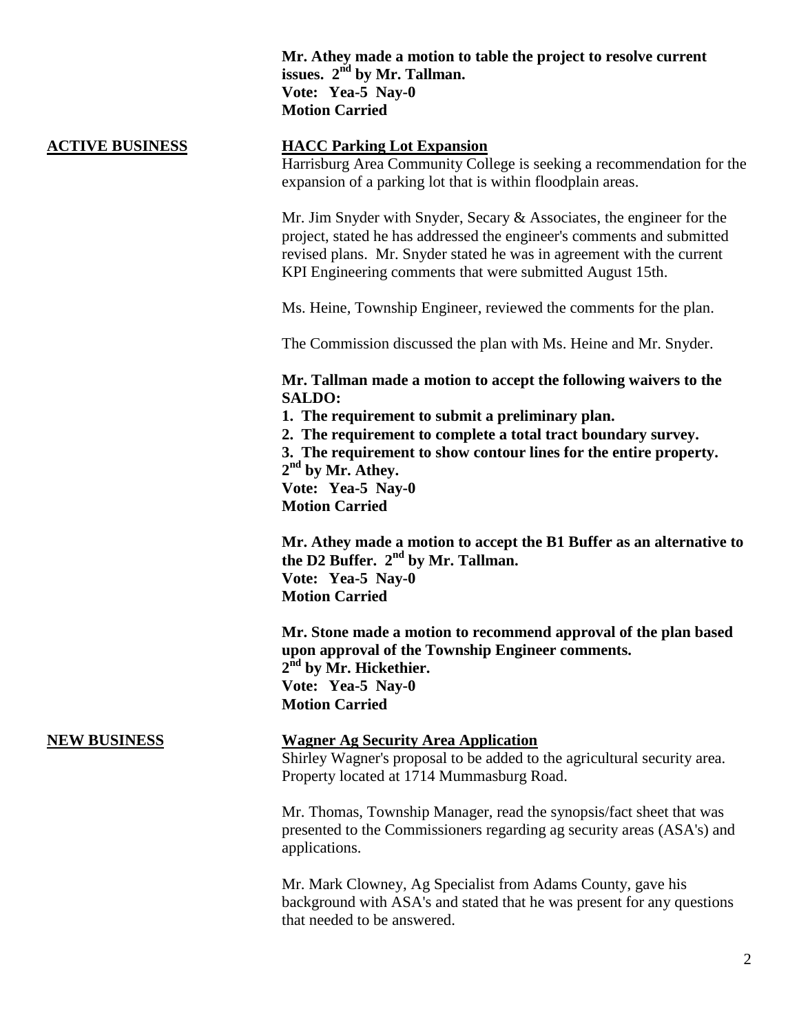**Mr. Athey made a motion to table the project to resolve current issues. 2nd by Mr. Tallman.**
**Vote: Yea-5 Nay-0**
**Motion Carried**

## ACTIVE BUSINESS

### HACC Parking Lot Expansion

Harrisburg Area Community College is seeking a recommendation for the expansion of a parking lot that is within floodplain areas.

Mr. Jim Snyder with Snyder, Secary & Associates, the engineer for the project, stated he has addressed the engineer's comments and submitted revised plans. Mr. Snyder stated he was in agreement with the current KPI Engineering comments that were submitted August 15th.

Ms. Heine, Township Engineer, reviewed the comments for the plan.

The Commission discussed the plan with Ms. Heine and Mr. Snyder.

**Mr. Tallman made a motion to accept the following waivers to the SALDO:**
**1. The requirement to submit a preliminary plan.**
**2. The requirement to complete a total tract boundary survey.**
**3. The requirement to show contour lines for the entire property.**
**2nd by Mr. Athey.**
**Vote: Yea-5 Nay-0**
**Motion Carried**

**Mr. Athey made a motion to accept the B1 Buffer as an alternative to the D2 Buffer. 2nd by Mr. Tallman.**
**Vote: Yea-5 Nay-0**
**Motion Carried**

**Mr. Stone made a motion to recommend approval of the plan based upon approval of the Township Engineer comments.**
**2nd by Mr. Hickethier.**
**Vote: Yea-5 Nay-0**
**Motion Carried**

## NEW BUSINESS

### Wagner Ag Security Area Application

Shirley Wagner's proposal to be added to the agricultural security area. Property located at 1714 Mummasburg Road.

Mr. Thomas, Township Manager, read the synopsis/fact sheet that was presented to the Commissioners regarding ag security areas (ASA's) and applications.

Mr. Mark Clowney, Ag Specialist from Adams County, gave his background with ASA's and stated that he was present for any questions that needed to be answered.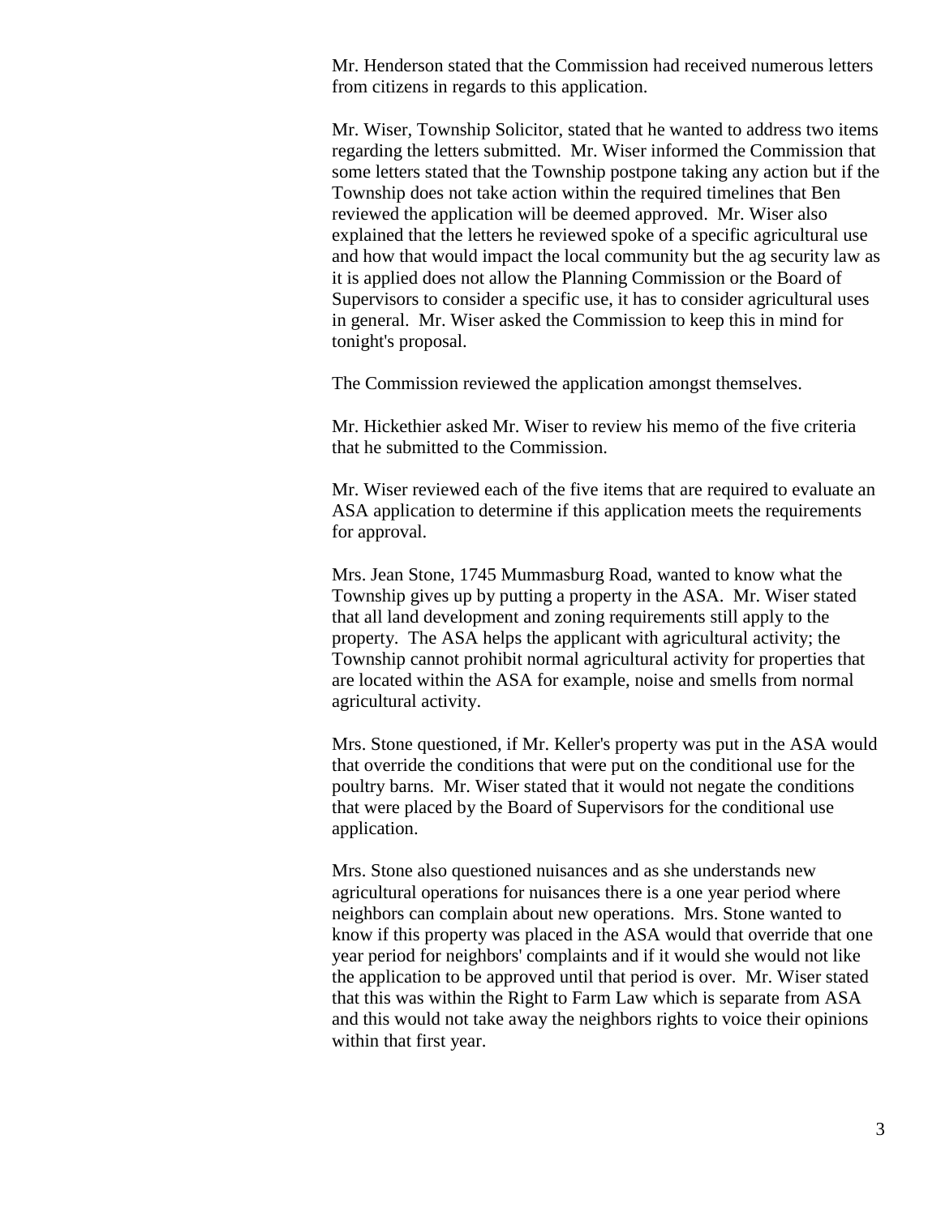Mr. Henderson stated that the Commission had received numerous letters from citizens in regards to this application.

Mr. Wiser, Township Solicitor, stated that he wanted to address two items regarding the letters submitted. Mr. Wiser informed the Commission that some letters stated that the Township postpone taking any action but if the Township does not take action within the required timelines that Ben reviewed the application will be deemed approved. Mr. Wiser also explained that the letters he reviewed spoke of a specific agricultural use and how that would impact the local community but the ag security law as it is applied does not allow the Planning Commission or the Board of Supervisors to consider a specific use, it has to consider agricultural uses in general. Mr. Wiser asked the Commission to keep this in mind for tonight's proposal.

The Commission reviewed the application amongst themselves.

Mr. Hickethier asked Mr. Wiser to review his memo of the five criteria that he submitted to the Commission.

Mr. Wiser reviewed each of the five items that are required to evaluate an ASA application to determine if this application meets the requirements for approval.

Mrs. Jean Stone, 1745 Mummasburg Road, wanted to know what the Township gives up by putting a property in the ASA. Mr. Wiser stated that all land development and zoning requirements still apply to the property. The ASA helps the applicant with agricultural activity; the Township cannot prohibit normal agricultural activity for properties that are located within the ASA for example, noise and smells from normal agricultural activity.

Mrs. Stone questioned, if Mr. Keller's property was put in the ASA would that override the conditions that were put on the conditional use for the poultry barns. Mr. Wiser stated that it would not negate the conditions that were placed by the Board of Supervisors for the conditional use application.

Mrs. Stone also questioned nuisances and as she understands new agricultural operations for nuisances there is a one year period where neighbors can complain about new operations. Mrs. Stone wanted to know if this property was placed in the ASA would that override that one year period for neighbors' complaints and if it would she would not like the application to be approved until that period is over. Mr. Wiser stated that this was within the Right to Farm Law which is separate from ASA and this would not take away the neighbors rights to voice their opinions within that first year.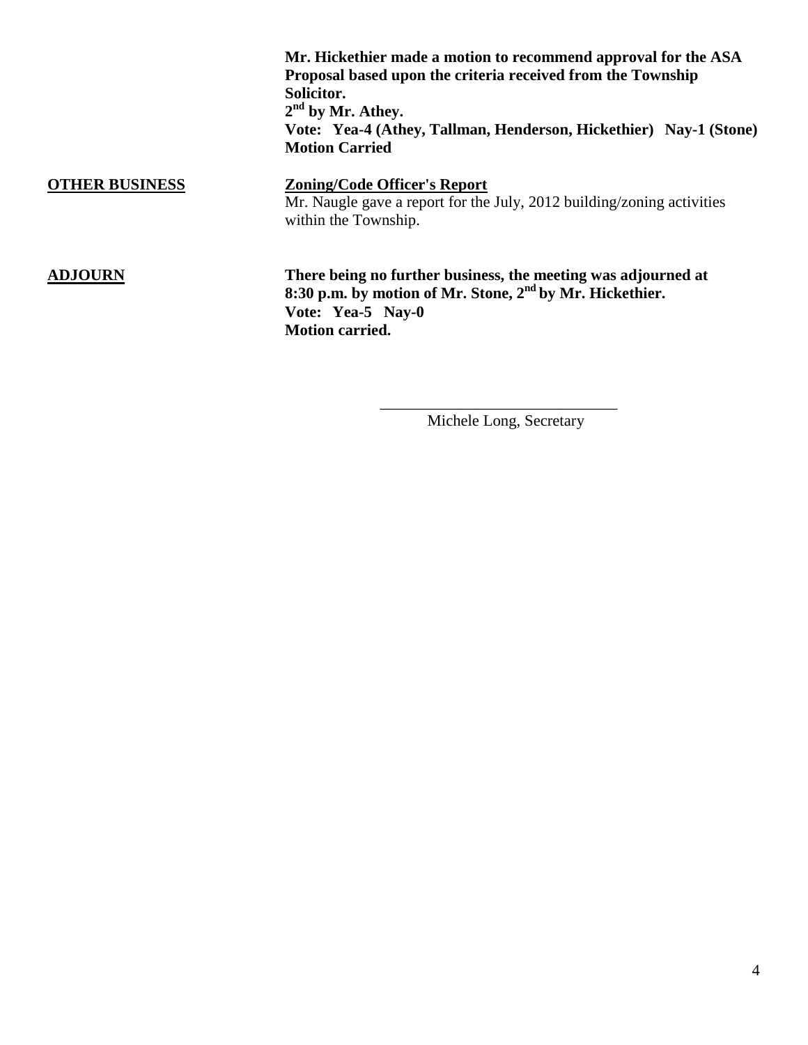**Mr. Hickethier made a motion to recommend approval for the ASA Proposal based upon the criteria received from the Township Solicitor.**
**2nd by Mr. Athey.**
**Vote: Yea-4 (Athey, Tallman, Henderson, Hickethier) Nay-1 (Stone)**
**Motion Carried**

**OTHER BUSINESS**

**Zoning/Code Officer's Report**

Mr. Naugle gave a report for the July, 2012 building/zoning activities within the Township.

**ADJOURN**

**There being no further business, the meeting was adjourned at 8:30 p.m. by motion of Mr. Stone, 2nd by Mr. Hickethier.**
**Vote: Yea-5 Nay-0**
**Motion carried.**

\_\_\_\_\_\_\_\_\_\_\_\_\_\_\_\_\_\_\_\_\_\_\_\_\_\_\_\_\_\_

Michele Long, Secretary